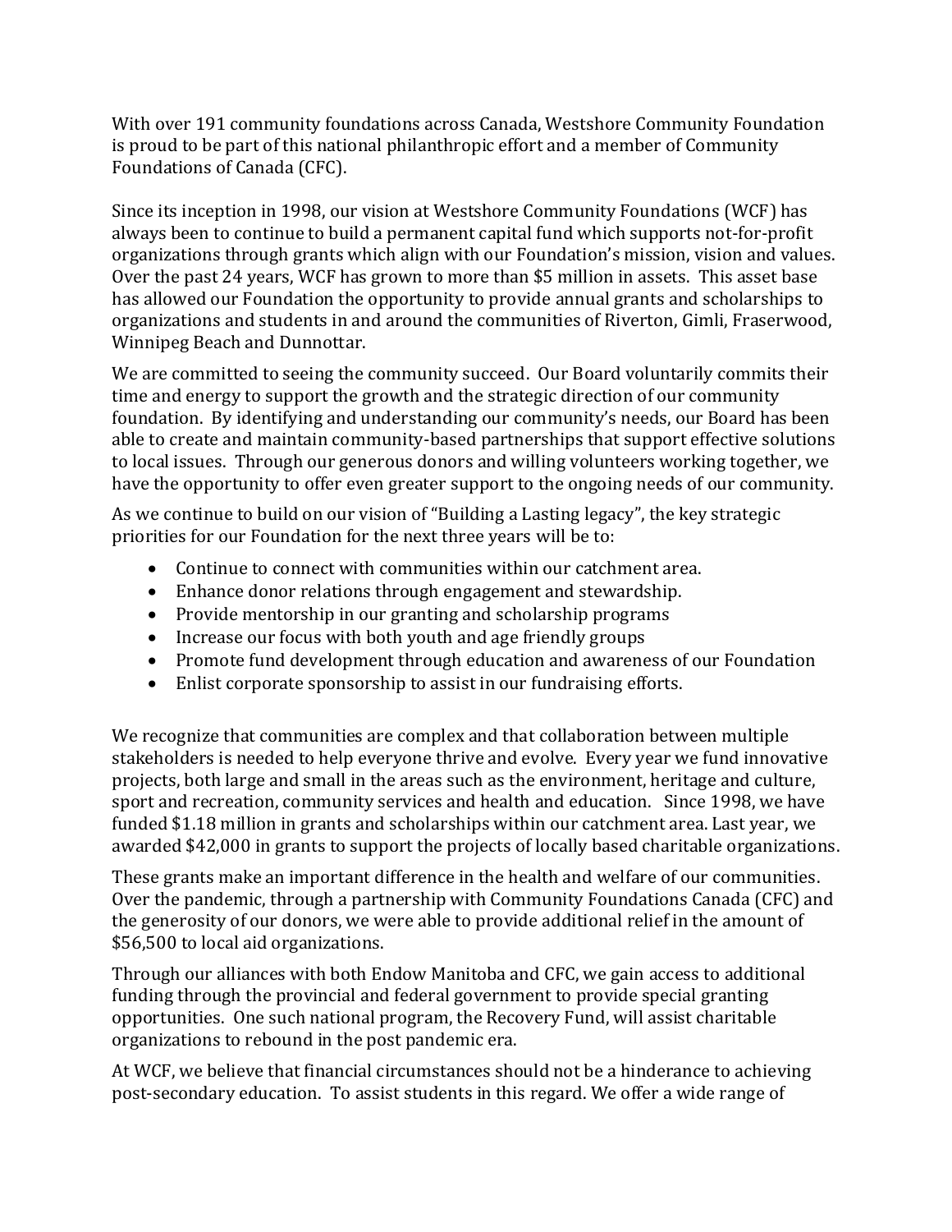With over 191 community foundations across Canada, Westshore Community Foundation is proud to be part of this national philanthropic effort and a member of Community Foundations of Canada (CFC).

Since its inception in 1998, our vision at Westshore Community Foundations (WCF) has always been to continue to build a permanent capital fund which supports not-for-profit organizations through grants which align with our Foundation's mission, vision and values. Over the past 24 years, WCF has grown to more than $5 million in assets. This asset base has allowed our Foundation the opportunity to provide annual grants and scholarships to organizations and students in and around the communities of Riverton, Gimli, Fraserwood, Winnipeg Beach and Dunnottar.

We are committed to seeing the community succeed. Our Board voluntarily commits their time and energy to support the growth and the strategic direction of our community foundation. By identifying and understanding our community's needs, our Board has been able to create and maintain community-based partnerships that support effective solutions to local issues. Through our generous donors and willing volunteers working together, we have the opportunity to offer even greater support to the ongoing needs of our community.

As we continue to build on our vision of "Building a Lasting legacy", the key strategic priorities for our Foundation for the next three years will be to:

- Continue to connect with communities within our catchment area.
- Enhance donor relations through engagement and stewardship.
- Provide mentorship in our granting and scholarship programs
- Increase our focus with both youth and age friendly groups
- Promote fund development through education and awareness of our Foundation
- Enlist corporate sponsorship to assist in our fundraising efforts.

We recognize that communities are complex and that collaboration between multiple stakeholders is needed to help everyone thrive and evolve. Every year we fund innovative projects, both large and small in the areas such as the environment, heritage and culture, sport and recreation, community services and health and education. Since 1998, we have funded $1.18 million in grants and scholarships within our catchment area. Last year, we awarded $42,000 in grants to support the projects of locally based charitable organizations.

These grants make an important difference in the health and welfare of our communities. Over the pandemic, through a partnership with Community Foundations Canada (CFC) and the generosity of our donors, we were able to provide additional relief in the amount of $56,500 to local aid organizations.

Through our alliances with both Endow Manitoba and CFC, we gain access to additional funding through the provincial and federal government to provide special granting opportunities. One such national program, the Recovery Fund, will assist charitable organizations to rebound in the post pandemic era.

At WCF, we believe that financial circumstances should not be a hinderance to achieving post-secondary education. To assist students in this regard. We offer a wide range of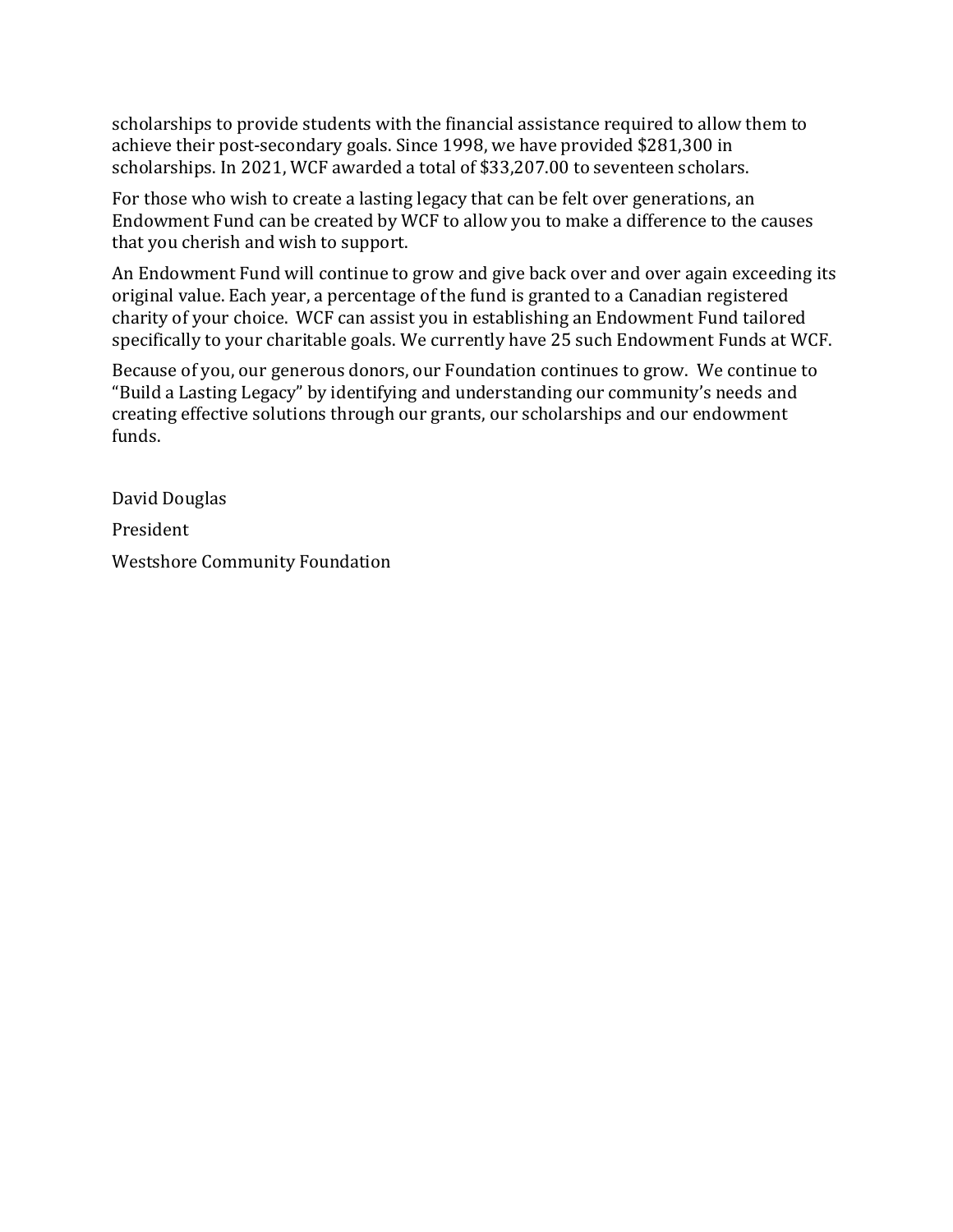scholarships to provide students with the financial assistance required to allow them to achieve their post-secondary goals. Since 1998, we have provided $281,300 in scholarships. In 2021, WCF awarded a total of $33,207.00 to seventeen scholars.

For those who wish to create a lasting legacy that can be felt over generations, an Endowment Fund can be created by WCF to allow you to make a difference to the causes that you cherish and wish to support.

An Endowment Fund will continue to grow and give back over and over again exceeding its original value. Each year, a percentage of the fund is granted to a Canadian registered charity of your choice. WCF can assist you in establishing an Endowment Fund tailored specifically to your charitable goals. We currently have 25 such Endowment Funds at WCF.

Because of you, our generous donors, our Foundation continues to grow. We continue to "Build a Lasting Legacy" by identifying and understanding our community's needs and creating effective solutions through our grants, our scholarships and our endowment funds.

David Douglas

President

Westshore Community Foundation